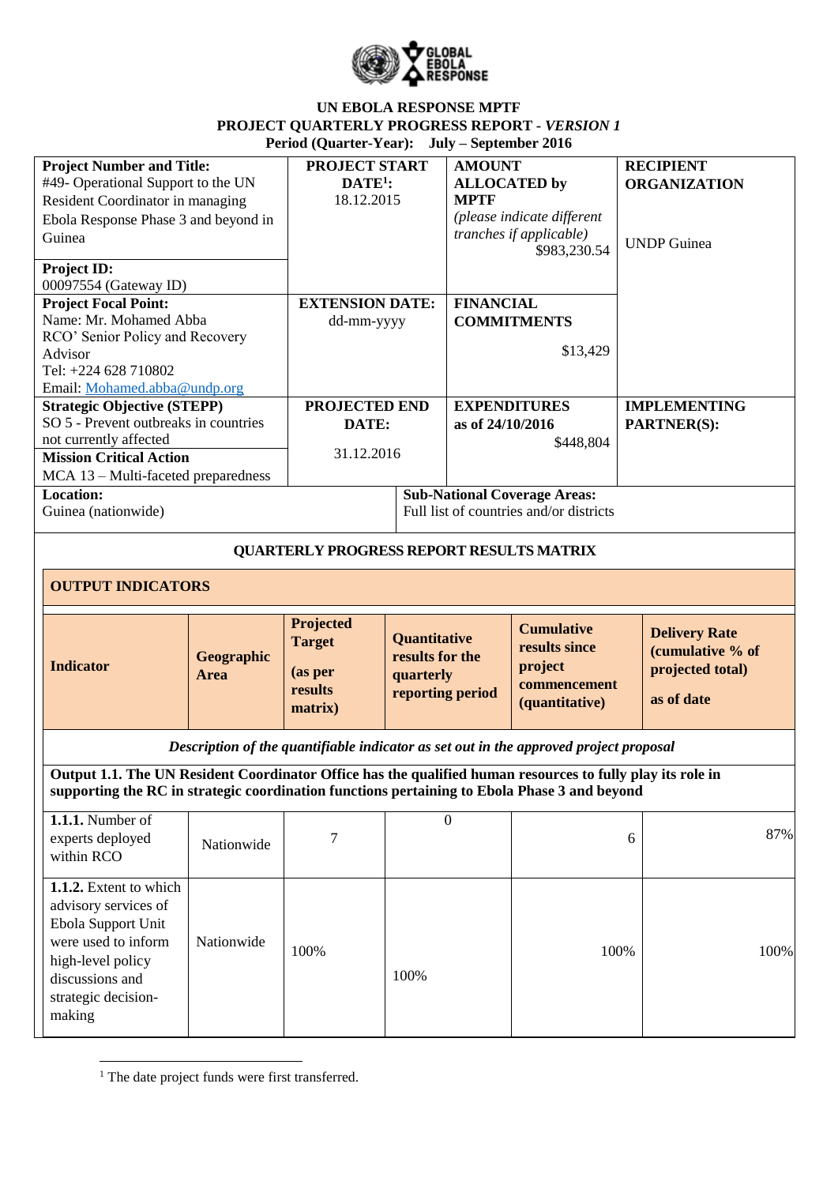**UN EBOLA RESPONSE MPTF**
**PROJECT QUARTERLY PROGRESS REPORT -** ***VERSION 1***
**Period (Quarter-Year): July – September 2016**

| **Project Number and Title:** #49- Operational Support to the UN Resident Coordinator in managing Ebola Response Phase 3 and beyond in Guinea<br><br>**Project ID:** 00097554 (Gateway ID) | **PROJECT START DATE**[1]**:** 18.12.2015 | **AMOUNT ALLOCATED by MPTF** *(please indicate different tranches if applicable)* $983,230.54 | **RECIPIENT ORGANIZATION** UNDP Guinea |
|---|---|---|---|
| **Project Focal Point:** Name: Mr. Mohamed Abba RCO' Senior Policy and Recovery Advisor Tel: +224 628 710802 Email: Mohamed.abba@undp.org | **EXTENSION DATE:** dd-mm-yyyy | **FINANCIAL COMMITMENTS** $13,429 | |
| **Strategic Objective (STEPP)** SO 5 - Prevent outbreaks in countries not currently affected<br>**Mission Critical Action** MCA 13 – Multi-faceted preparedness | **PROJECTED END DATE:** 31.12.2016 | **EXPENDITURES as of 24/10/2016** $448,804 | **IMPLEMENTING PARTNER(S):** |
| **Location:** Guinea (nationwide) | | **Sub-National Coverage Areas:** Full list of countries and/or districts | |

**QUARTERLY PROGRESS REPORT RESULTS MATRIX**

**OUTPUT INDICATORS**

| **Indicator** | **Geographic Area** | **Projected Target (as per results matrix)** | **Quantitative results for the quarterly reporting period** | **Cumulative results since project commencement (quantitative)** | **Delivery Rate (cumulative % of projected total) as of date** |
|---|---|---|---|---|---|
| *Description of the quantifiable indicator as set out in the approved project proposal* | | | | | |
| **Output 1.1. The UN Resident Coordinator Office has the qualified human resources to fully play its role in supporting the RC in strategic coordination functions pertaining to Ebola Phase 3 and beyond** | | | | | |
| **1.1.1.** Number of experts deployed within RCO | Nationwide | 7 | 0 | 6 | 87% |
| **1.1.2.** Extent to which advisory services of Ebola Support Unit were used to inform high-level policy discussions and strategic decision-making | Nationwide | 100% | 100% | 100% | 100% |

[1] The date project funds were first transferred.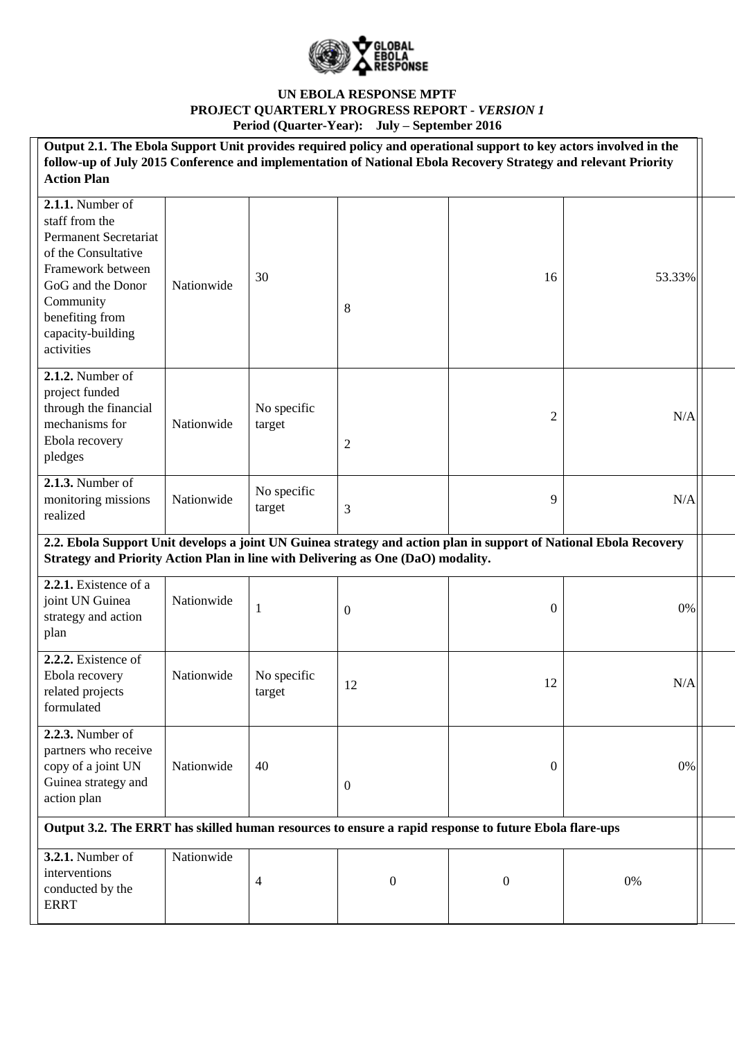**UN EBOLA RESPONSE MPTF**
**PROJECT QUARTERLY PROGRESS REPORT - *VERSION 1***
**Period (Quarter-Year): July – September 2016**

| | | | | | | |
|---|---|---|---|---|---|---|
| **Output 2.1. The Ebola Support Unit provides required policy and operational support to key actors involved in the follow-up of July 2015 Conference and implementation of National Ebola Recovery Strategy and relevant Priority Action Plan** | | | | | | |
| **2.1.1.** Number of staff from the Permanent Secretariat of the Consultative Framework between GoG and the Donor Community benefiting from capacity-building activities | Nationwide | 30 | 8 | 16 | 53.33% | |
| **2.1.2.** Number of project funded through the financial mechanisms for Ebola recovery pledges | Nationwide | No specific target | 2 | 2 | N/A | |
| **2.1.3.** Number of monitoring missions realized | Nationwide | No specific target | 3 | 9 | N/A | |
| **2.2. Ebola Support Unit develops a joint UN Guinea strategy and action plan in support of National Ebola Recovery Strategy and Priority Action Plan in line with Delivering as One (DaO) modality.** | | | | | | |
| **2.2.1.** Existence of a joint UN Guinea strategy and action plan | Nationwide | 1 | 0 | 0 | 0% | |
| **2.2.2.** Existence of Ebola recovery related projects formulated | Nationwide | No specific target | 12 | 12 | N/A | |
| **2.2.3.** Number of partners who receive copy of a joint UN Guinea strategy and action plan | Nationwide | 40 | 0 | 0 | 0% | |
| **Output 3.2. The ERRT has skilled human resources to ensure a rapid response to future Ebola flare-ups** | | | | | | |
| **3.2.1.** Number of interventions conducted by the ERRT | Nationwide | 4 | 0 | 0 | 0% | |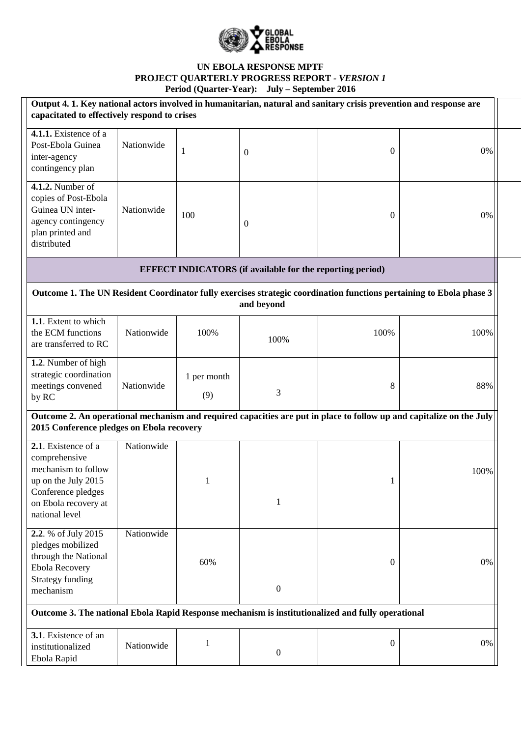**UN EBOLA RESPONSE MPTF**
**PROJECT QUARTERLY PROGRESS REPORT -** ***VERSION 1***
**Period (Quarter-Year): July – September 2016**

| | | | | | |
|---|---|---|---|---|---|
| **Output 4. 1. Key national actors involved in humanitarian, natural and sanitary crisis prevention and response are capacitated to effectively respond to crises** | | | | | |
| **4.1.1.** Existence of a Post-Ebola Guinea inter-agency contingency plan | Nationwide | 1 | 0 | 0 | 0% |
| **4.1.2.** Number of copies of Post-Ebola Guinea UN inter-agency contingency plan printed and distributed | Nationwide | 100 | 0 | 0 | 0% |
| **EFFECT INDICATORS (if available for the reporting period)** | | | | | |
| **Outcome 1. The UN Resident Coordinator fully exercises strategic coordination functions pertaining to Ebola phase 3 and beyond** | | | | | |
| **1.1**. Extent to which the ECM functions are transferred to RC | Nationwide | 100% | 100% | 100% | 100% |
| **1.2**. Number of high strategic coordination meetings convened by RC | Nationwide | 1 per month (9) | 3 | 8 | 88% |
| **Outcome 2. An operational mechanism and required capacities are put in place to follow up and capitalize on the July 2015 Conference pledges on Ebola recovery** | | | | | |
| **2.1**. Existence of a comprehensive mechanism to follow up on the July 2015 Conference pledges on Ebola recovery at national level | Nationwide | 1 | 1 | 1 | 100% |
| **2.2**. % of July 2015 pledges mobilized through the National Ebola Recovery Strategy funding mechanism | Nationwide | 60% | 0 | 0 | 0% |
| **Outcome 3. The national Ebola Rapid Response mechanism is institutionalized and fully operational** | | | | | |
| **3.1**. Existence of an institutionalized Ebola Rapid | Nationwide | 1 | 0 | 0 | 0% |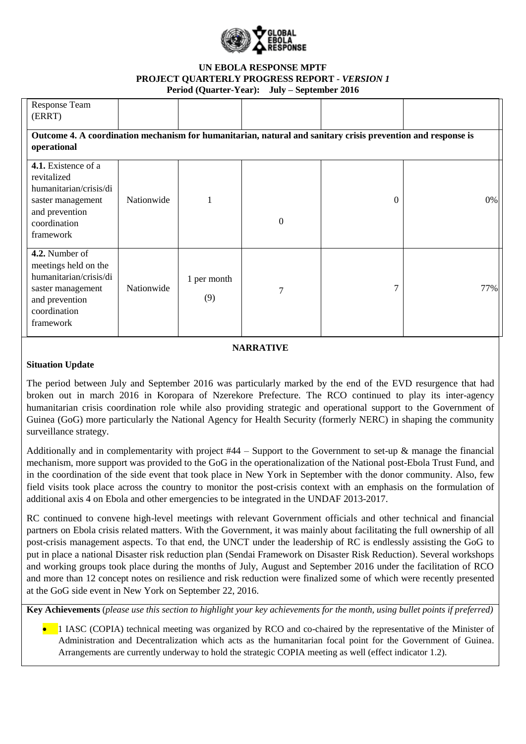| | | | | | |
|---|---|---|---|---|---|
| Response Team (ERRT) | | | | | |
| **Outcome 4. A coordination mechanism for humanitarian, natural and sanitary crisis prevention and response is operational** | | | | | |
| **4.1.** Existence of a revitalized humanitarian/crisis/disaster management and prevention coordination framework | Nationwide | 1 | 0 | 0 | 0% |
| **4.2.** Number of meetings held on the humanitarian/crisis/disaster management and prevention coordination framework | Nationwide | 1 per month (9) | 7 | 7 | 77% |

**NARRATIVE**

**Situation Update**

The period between July and September 2016 was particularly marked by the end of the EVD resurgence that had broken out in march 2016 in Koropara of Nzerekore Prefecture. The RCO continued to play its inter-agency humanitarian crisis coordination role while also providing strategic and operational support to the Government of Guinea (GoG) more particularly the National Agency for Health Security (formerly NERC) in shaping the community surveillance strategy.

Additionally and in complementarity with project #44 – Support to the Government to set-up & manage the financial mechanism, more support was provided to the GoG in the operationalization of the National post-Ebola Trust Fund, and in the coordination of the side event that took place in New York in September with the donor community. Also, few field visits took place across the country to monitor the post-crisis context with an emphasis on the formulation of additional axis 4 on Ebola and other emergencies to be integrated in the UNDAF 2013-2017.

RC continued to convene high-level meetings with relevant Government officials and other technical and financial partners on Ebola crisis related matters. With the Government, it was mainly about facilitating the full ownership of all post-crisis management aspects. To that end, the UNCT under the leadership of RC is endlessly assisting the GoG to put in place a national Disaster risk reduction plan (Sendai Framework on Disaster Risk Reduction). Several workshops and working groups took place during the months of July, August and September 2016 under the facilitation of RCO and more than 12 concept notes on resilience and risk reduction were finalized some of which were recently presented at the GoG side event in New York on September 22, 2016.

**Key Achievements** (*please use this section to highlight your key achievements for the month, using bullet points if preferred)*

- 1 IASC (COPIA) technical meeting was organized by RCO and co-chaired by the representative of the Minister of Administration and Decentralization which acts as the humanitarian focal point for the Government of Guinea. Arrangements are currently underway to hold the strategic COPIA meeting as well (effect indicator 1.2).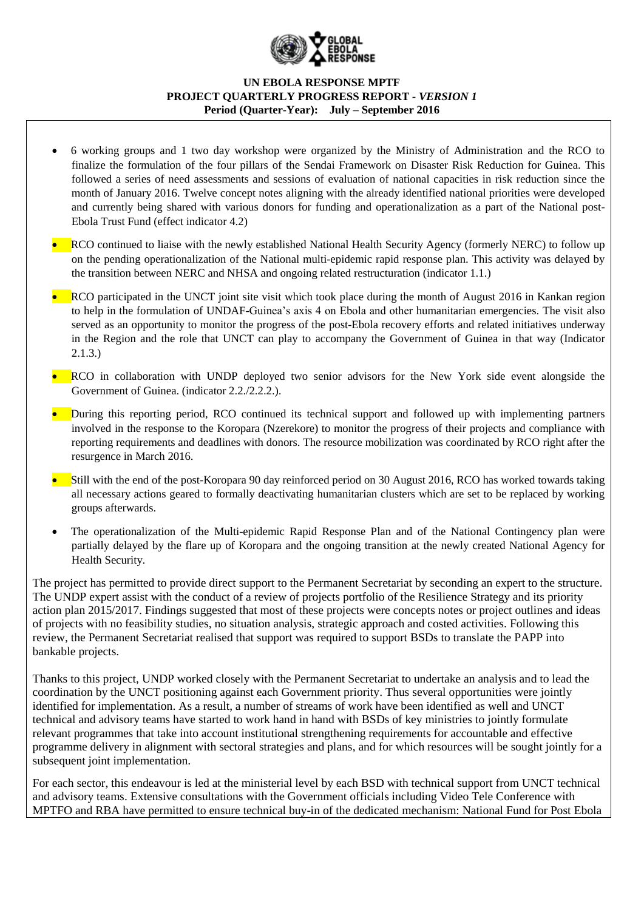- 6 working groups and 1 two day workshop were organized by the Ministry of Administration and the RCO to finalize the formulation of the four pillars of the Sendai Framework on Disaster Risk Reduction for Guinea. This followed a series of need assessments and sessions of evaluation of national capacities in risk reduction since the month of January 2016. Twelve concept notes aligning with the already identified national priorities were developed and currently being shared with various donors for funding and operationalization as a part of the National post-Ebola Trust Fund (effect indicator 4.2)
- RCO continued to liaise with the newly established National Health Security Agency (formerly NERC) to follow up on the pending operationalization of the National multi-epidemic rapid response plan. This activity was delayed by the transition between NERC and NHSA and ongoing related restructuration (indicator 1.1.)
- RCO participated in the UNCT joint site visit which took place during the month of August 2016 in Kankan region to help in the formulation of UNDAF-Guinea's axis 4 on Ebola and other humanitarian emergencies. The visit also served as an opportunity to monitor the progress of the post-Ebola recovery efforts and related initiatives underway in the Region and the role that UNCT can play to accompany the Government of Guinea in that way (Indicator 2.1.3.)
- RCO in collaboration with UNDP deployed two senior advisors for the New York side event alongside the Government of Guinea. (indicator 2.2./2.2.2.).
- During this reporting period, RCO continued its technical support and followed up with implementing partners involved in the response to the Koropara (Nzerekore) to monitor the progress of their projects and compliance with reporting requirements and deadlines with donors. The resource mobilization was coordinated by RCO right after the resurgence in March 2016.
- Still with the end of the post-Koropara 90 day reinforced period on 30 August 2016, RCO has worked towards taking all necessary actions geared to formally deactivating humanitarian clusters which are set to be replaced by working groups afterwards.
- The operationalization of the Multi-epidemic Rapid Response Plan and of the National Contingency plan were partially delayed by the flare up of Koropara and the ongoing transition at the newly created National Agency for Health Security.

The project has permitted to provide direct support to the Permanent Secretariat by seconding an expert to the structure. The UNDP expert assist with the conduct of a review of projects portfolio of the Resilience Strategy and its priority action plan 2015/2017. Findings suggested that most of these projects were concepts notes or project outlines and ideas of projects with no feasibility studies, no situation analysis, strategic approach and costed activities. Following this review, the Permanent Secretariat realised that support was required to support BSDs to translate the PAPP into bankable projects.

Thanks to this project, UNDP worked closely with the Permanent Secretariat to undertake an analysis and to lead the coordination by the UNCT positioning against each Government priority. Thus several opportunities were jointly identified for implementation. As a result, a number of streams of work have been identified as well and UNCT technical and advisory teams have started to work hand in hand with BSDs of key ministries to jointly formulate relevant programmes that take into account institutional strengthening requirements for accountable and effective programme delivery in alignment with sectoral strategies and plans, and for which resources will be sought jointly for a subsequent joint implementation.

For each sector, this endeavour is led at the ministerial level by each BSD with technical support from UNCT technical and advisory teams. Extensive consultations with the Government officials including Video Tele Conference with MPTFO and RBA have permitted to ensure technical buy-in of the dedicated mechanism: National Fund for Post Ebola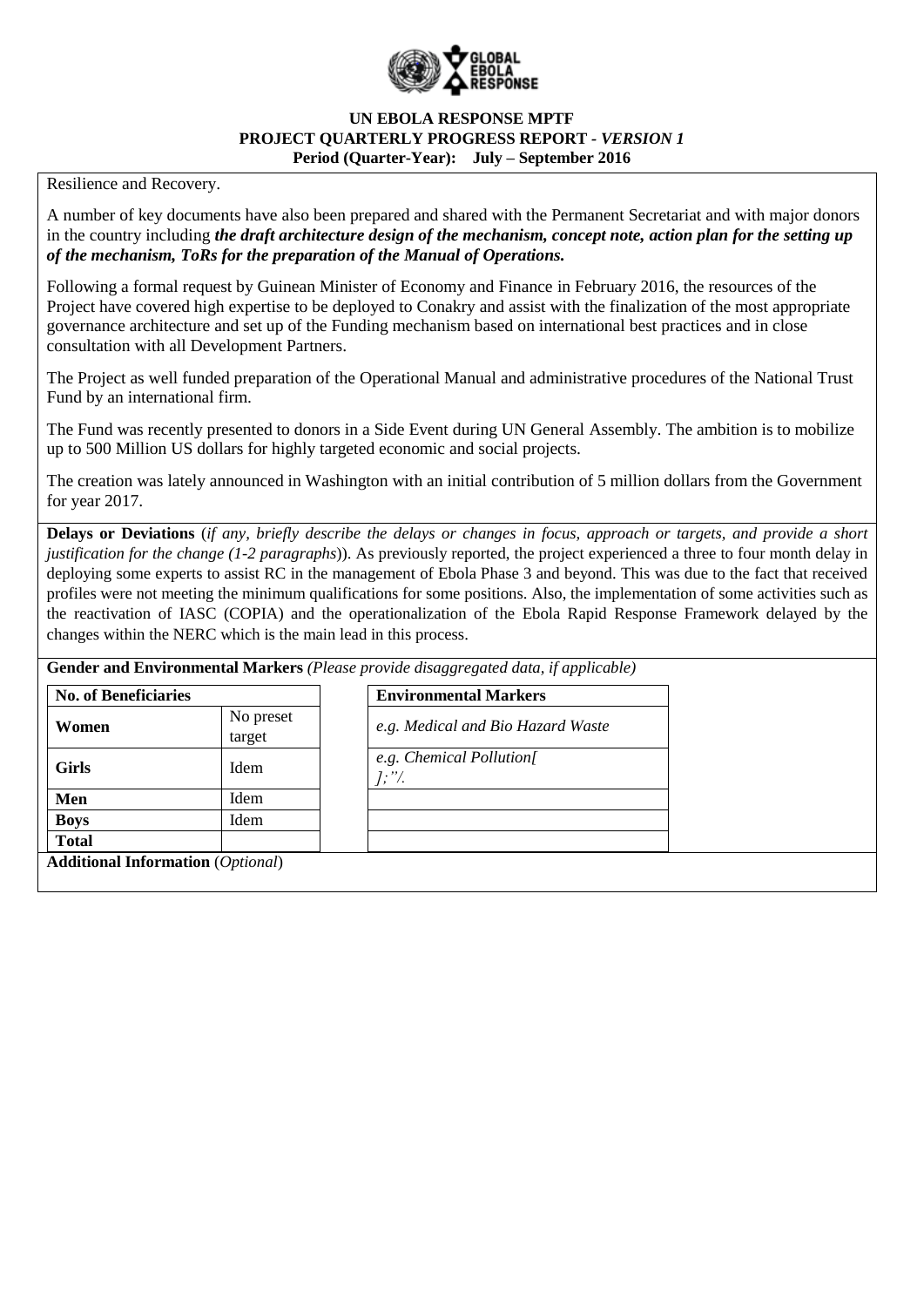Resilience and Recovery.

A number of key documents have also been prepared and shared with the Permanent Secretariat and with major donors in the country including ***the draft architecture design of the mechanism, concept note, action plan for the setting up of the mechanism, ToRs for the preparation of the Manual of Operations.***

Following a formal request by Guinean Minister of Economy and Finance in February 2016, the resources of the Project have covered high expertise to be deployed to Conakry and assist with the finalization of the most appropriate governance architecture and set up of the Funding mechanism based on international best practices and in close consultation with all Development Partners.

The Project as well funded preparation of the Operational Manual and administrative procedures of the National Trust Fund by an international firm.

The Fund was recently presented to donors in a Side Event during UN General Assembly. The ambition is to mobilize up to 500 Million US dollars for highly targeted economic and social projects.

The creation was lately announced in Washington with an initial contribution of 5 million dollars from the Government for year 2017.

**Delays or Deviations** (*if any, briefly describe the delays or changes in focus, approach or targets, and provide a short justification for the change (1-2 paragraphs*)). As previously reported, the project experienced a three to four month delay in deploying some experts to assist RC in the management of Ebola Phase 3 and beyond. This was due to the fact that received profiles were not meeting the minimum qualifications for some positions. Also, the implementation of some activities such as the reactivation of IASC (COPIA) and the operationalization of the Ebola Rapid Response Framework delayed by the changes within the NERC which is the main lead in this process.

**Gender and Environmental Markers** *(Please provide disaggregated data, if applicable)*

| **No. of Beneficiaries** | |
|---|---|
| **Women** | No preset target |
| **Girls** | Idem |
| **Men** | Idem |
| **Boys** | Idem |
| **Total** | |

| **Environmental Markers** |
|---|
| *e.g. Medical and Bio Hazard Waste* |
| *e.g. Chemical Pollution[ ];"/.* |
| |
| |
| |

**Additional Information** (*Optional*)